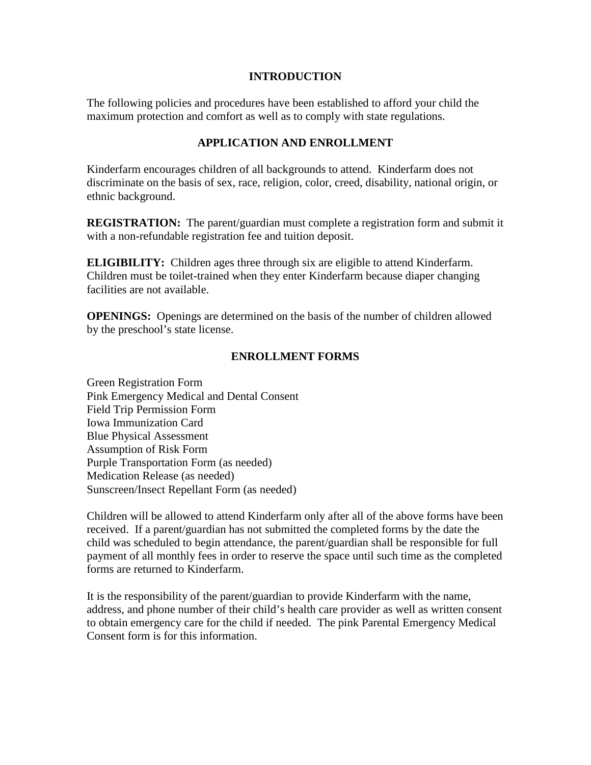## INTRODUCTION

The following policies and procedures have been established to afford your child the maximum protection and comfort as well as to comply with state regulations.

## APPLICATION AND ENROLLMENT

Kinderfarm encourages children of all backgrounds to attend. Kinderfarm does not discriminate on the basis of sex, race, religion, color, creed, disability, national origin, or ethnic background.

**REGISTRATION:** The parent/guardian must complete a registration form and submit it with a non-refundable registration fee and tuition deposit.

**ELIGIBILITY:** Children ages three through six are eligible to attend Kinderfarm. Children must be toilet-trained when they enter Kinderfarm because diaper changing facilities are not available.

**OPENINGS:** Openings are determined on the basis of the number of children allowed by the preschool's state license.

## ENROLLMENT FORMS

Green Registration Form
Pink Emergency Medical and Dental Consent
Field Trip Permission Form
Iowa Immunization Card
Blue Physical Assessment
Assumption of Risk Form
Purple Transportation Form (as needed)
Medication Release (as needed)
Sunscreen/Insect Repellant Form (as needed)

Children will be allowed to attend Kinderfarm only after all of the above forms have been received. If a parent/guardian has not submitted the completed forms by the date the child was scheduled to begin attendance, the parent/guardian shall be responsible for full payment of all monthly fees in order to reserve the space until such time as the completed forms are returned to Kinderfarm.

It is the responsibility of the parent/guardian to provide Kinderfarm with the name, address, and phone number of their child's health care provider as well as written consent to obtain emergency care for the child if needed. The pink Parental Emergency Medical Consent form is for this information.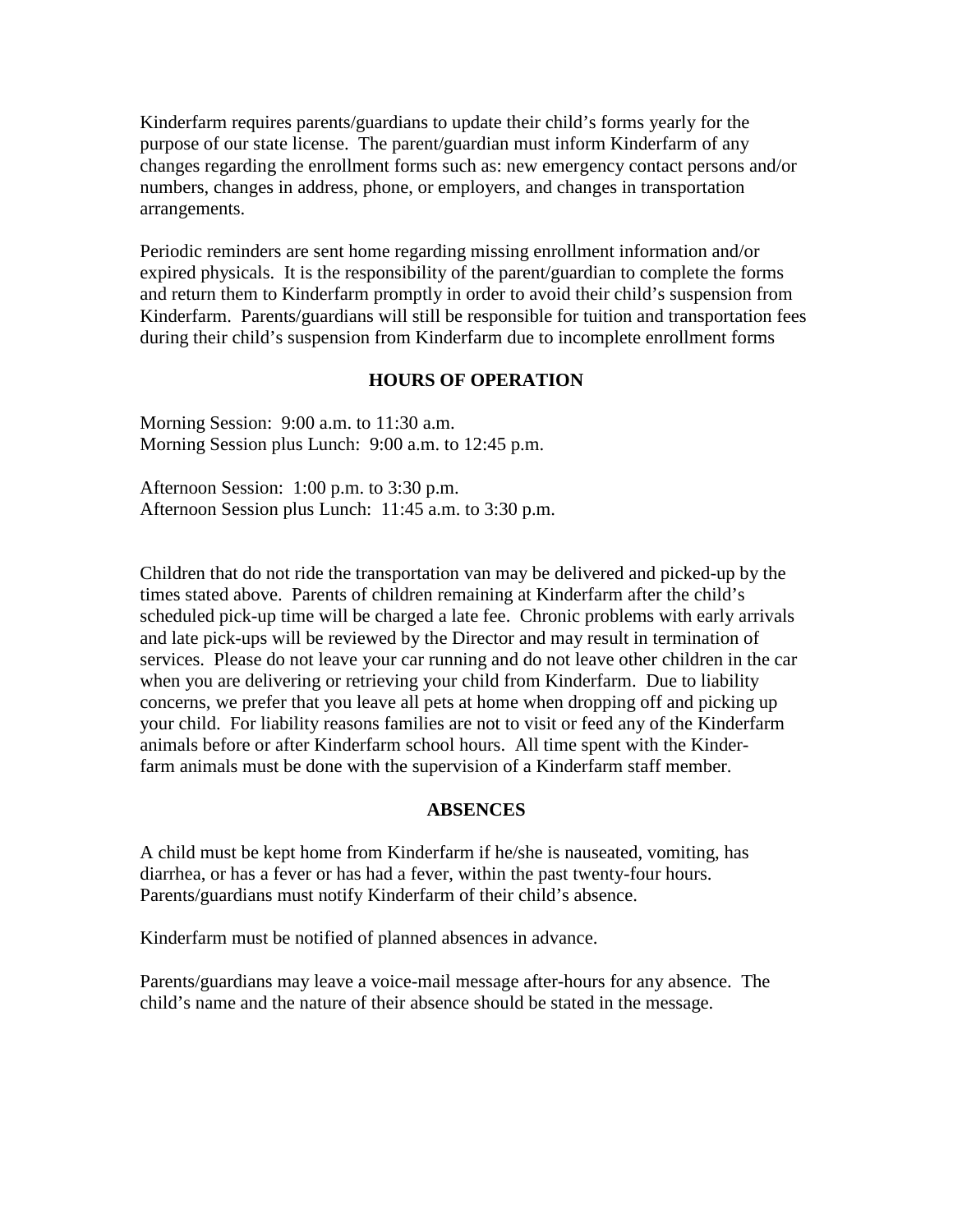Kinderfarm requires parents/guardians to update their child's forms yearly for the purpose of our state license. The parent/guardian must inform Kinderfarm of any changes regarding the enrollment forms such as: new emergency contact persons and/or numbers, changes in address, phone, or employers, and changes in transportation arrangements.

Periodic reminders are sent home regarding missing enrollment information and/or expired physicals. It is the responsibility of the parent/guardian to complete the forms and return them to Kinderfarm promptly in order to avoid their child's suspension from Kinderfarm. Parents/guardians will still be responsible for tuition and transportation fees during their child's suspension from Kinderfarm due to incomplete enrollment forms

## HOURS OF OPERATION

Morning Session: 9:00 a.m. to 11:30 a.m.
Morning Session plus Lunch: 9:00 a.m. to 12:45 p.m.

Afternoon Session: 1:00 p.m. to 3:30 p.m.
Afternoon Session plus Lunch: 11:45 a.m. to 3:30 p.m.

Children that do not ride the transportation van may be delivered and picked-up by the times stated above. Parents of children remaining at Kinderfarm after the child's scheduled pick-up time will be charged a late fee. Chronic problems with early arrivals and late pick-ups will be reviewed by the Director and may result in termination of services. Please do not leave your car running and do not leave other children in the car when you are delivering or retrieving your child from Kinderfarm. Due to liability concerns, we prefer that you leave all pets at home when dropping off and picking up your child. For liability reasons families are not to visit or feed any of the Kinderfarm animals before or after Kinderfarm school hours. All time spent with the Kinderfarm animals must be done with the supervision of a Kinderfarm staff member.

## ABSENCES

A child must be kept home from Kinderfarm if he/she is nauseated, vomiting, has diarrhea, or has a fever or has had a fever, within the past twenty-four hours. Parents/guardians must notify Kinderfarm of their child's absence.

Kinderfarm must be notified of planned absences in advance.

Parents/guardians may leave a voice-mail message after-hours for any absence. The child's name and the nature of their absence should be stated in the message.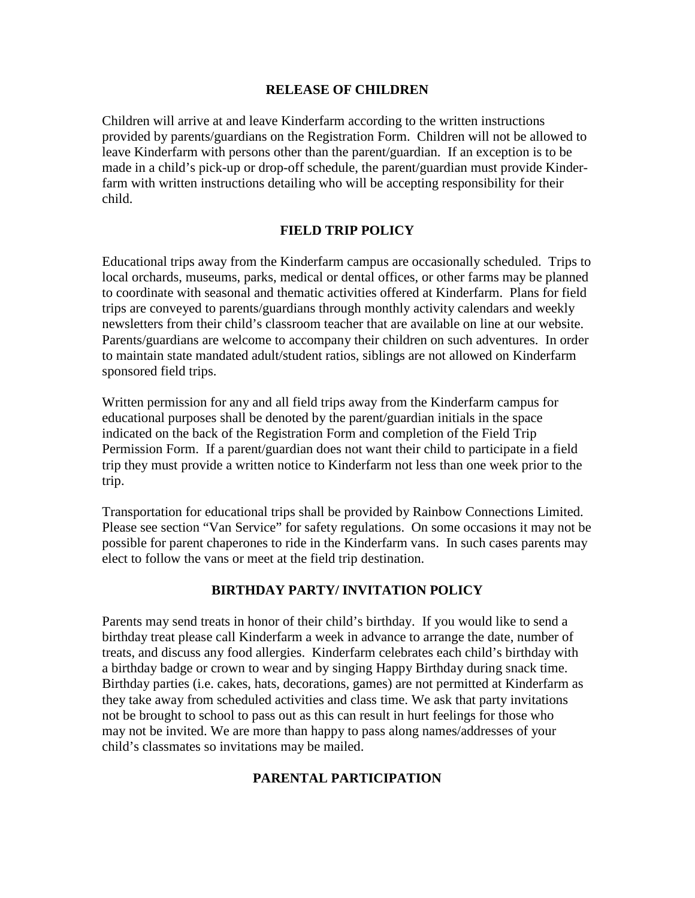## RELEASE OF CHILDREN

Children will arrive at and leave Kinderfarm according to the written instructions provided by parents/guardians on the Registration Form. Children will not be allowed to leave Kinderfarm with persons other than the parent/guardian. If an exception is to be made in a child's pick-up or drop-off schedule, the parent/guardian must provide Kinderfarm with written instructions detailing who will be accepting responsibility for their child.

## FIELD TRIP POLICY

Educational trips away from the Kinderfarm campus are occasionally scheduled. Trips to local orchards, museums, parks, medical or dental offices, or other farms may be planned to coordinate with seasonal and thematic activities offered at Kinderfarm. Plans for field trips are conveyed to parents/guardians through monthly activity calendars and weekly newsletters from their child's classroom teacher that are available on line at our website. Parents/guardians are welcome to accompany their children on such adventures. In order to maintain state mandated adult/student ratios, siblings are not allowed on Kinderfarm sponsored field trips.

Written permission for any and all field trips away from the Kinderfarm campus for educational purposes shall be denoted by the parent/guardian initials in the space indicated on the back of the Registration Form and completion of the Field Trip Permission Form. If a parent/guardian does not want their child to participate in a field trip they must provide a written notice to Kinderfarm not less than one week prior to the trip.

Transportation for educational trips shall be provided by Rainbow Connections Limited. Please see section "Van Service" for safety regulations. On some occasions it may not be possible for parent chaperones to ride in the Kinderfarm vans. In such cases parents may elect to follow the vans or meet at the field trip destination.

## BIRTHDAY PARTY/ INVITATION POLICY

Parents may send treats in honor of their child's birthday. If you would like to send a birthday treat please call Kinderfarm a week in advance to arrange the date, number of treats, and discuss any food allergies. Kinderfarm celebrates each child's birthday with a birthday badge or crown to wear and by singing Happy Birthday during snack time. Birthday parties (i.e. cakes, hats, decorations, games) are not permitted at Kinderfarm as they take away from scheduled activities and class time. We ask that party invitations not be brought to school to pass out as this can result in hurt feelings for those who may not be invited. We are more than happy to pass along names/addresses of your child's classmates so invitations may be mailed.

## PARENTAL PARTICIPATION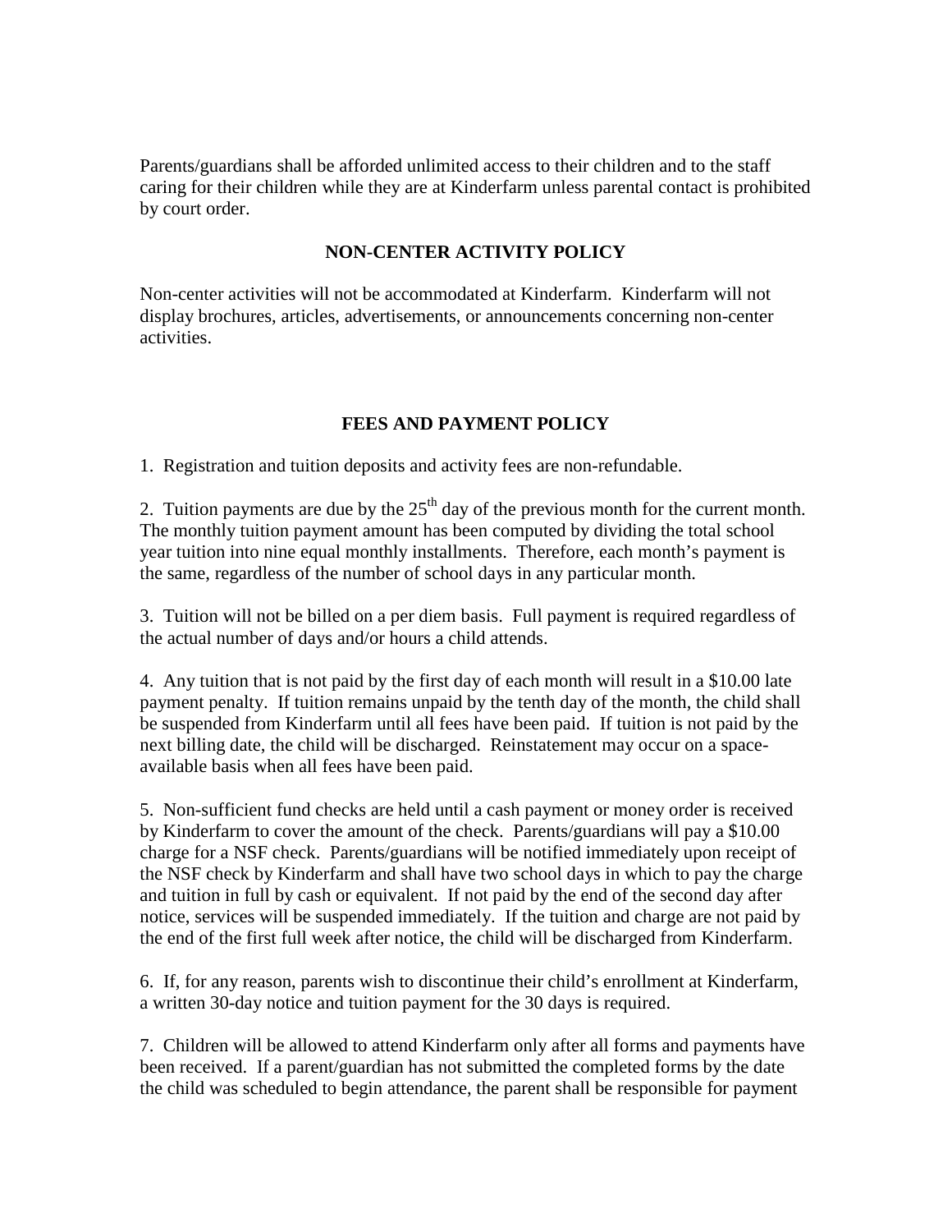Parents/guardians shall be afforded unlimited access to their children and to the staff caring for their children while they are at Kinderfarm unless parental contact is prohibited by court order.

## NON-CENTER ACTIVITY POLICY

Non-center activities will not be accommodated at Kinderfarm. Kinderfarm will not display brochures, articles, advertisements, or announcements concerning non-center activities.

## FEES AND PAYMENT POLICY

1. Registration and tuition deposits and activity fees are non-refundable.

2. Tuition payments are due by the 25th day of the previous month for the current month. The monthly tuition payment amount has been computed by dividing the total school year tuition into nine equal monthly installments. Therefore, each month's payment is the same, regardless of the number of school days in any particular month.

3. Tuition will not be billed on a per diem basis. Full payment is required regardless of the actual number of days and/or hours a child attends.

4. Any tuition that is not paid by the first day of each month will result in a $10.00 late payment penalty. If tuition remains unpaid by the tenth day of the month, the child shall be suspended from Kinderfarm until all fees have been paid. If tuition is not paid by the next billing date, the child will be discharged. Reinstatement may occur on a space-available basis when all fees have been paid.

5. Non-sufficient fund checks are held until a cash payment or money order is received by Kinderfarm to cover the amount of the check. Parents/guardians will pay a $10.00 charge for a NSF check. Parents/guardians will be notified immediately upon receipt of the NSF check by Kinderfarm and shall have two school days in which to pay the charge and tuition in full by cash or equivalent. If not paid by the end of the second day after notice, services will be suspended immediately. If the tuition and charge are not paid by the end of the first full week after notice, the child will be discharged from Kinderfarm.

6. If, for any reason, parents wish to discontinue their child's enrollment at Kinderfarm, a written 30-day notice and tuition payment for the 30 days is required.

7. Children will be allowed to attend Kinderfarm only after all forms and payments have been received. If a parent/guardian has not submitted the completed forms by the date the child was scheduled to begin attendance, the parent shall be responsible for payment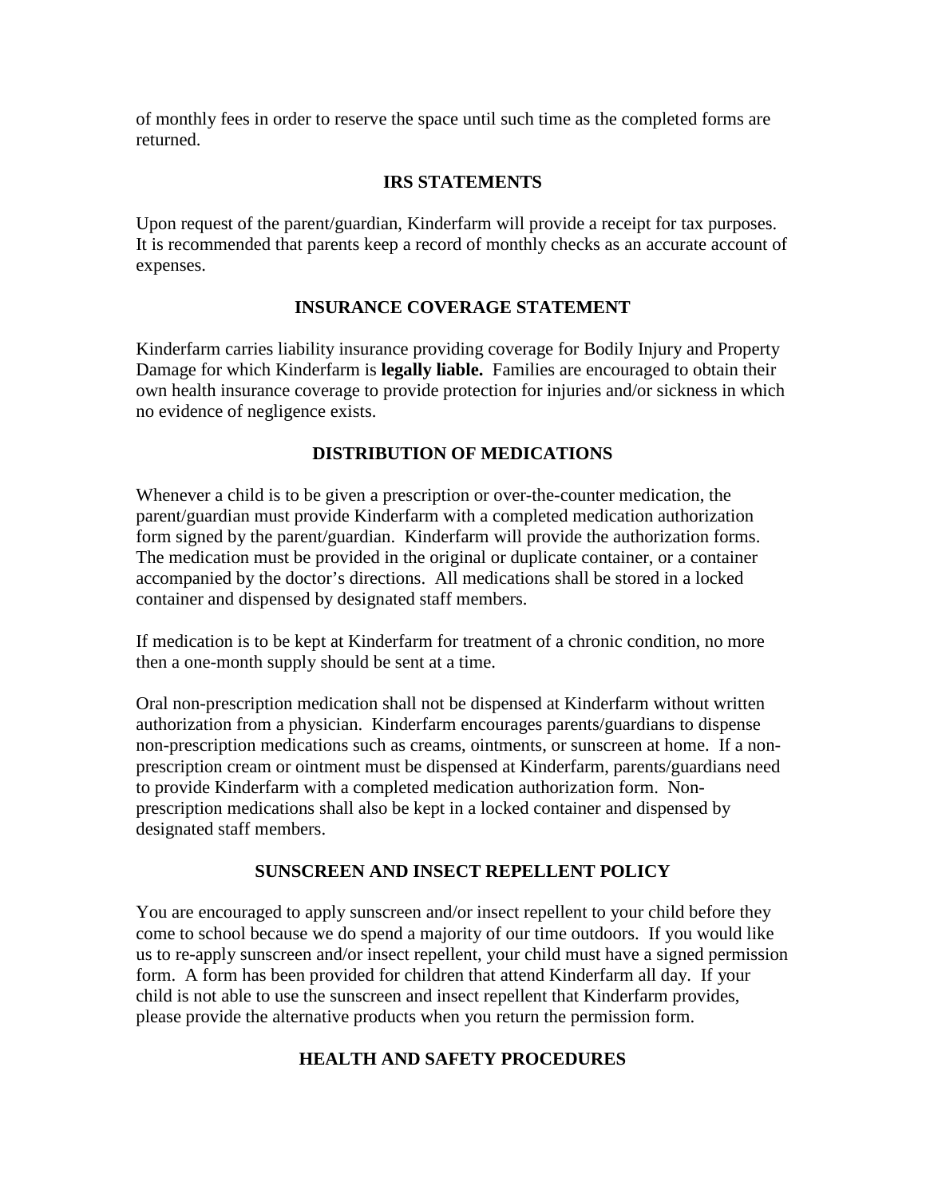of monthly fees in order to reserve the space until such time as the completed forms are returned.

## IRS STATEMENTS

Upon request of the parent/guardian, Kinderfarm will provide a receipt for tax purposes. It is recommended that parents keep a record of monthly checks as an accurate account of expenses.

## INSURANCE COVERAGE STATEMENT

Kinderfarm carries liability insurance providing coverage for Bodily Injury and Property Damage for which Kinderfarm is **legally liable.** Families are encouraged to obtain their own health insurance coverage to provide protection for injuries and/or sickness in which no evidence of negligence exists.

## DISTRIBUTION OF MEDICATIONS

Whenever a child is to be given a prescription or over-the-counter medication, the parent/guardian must provide Kinderfarm with a completed medication authorization form signed by the parent/guardian. Kinderfarm will provide the authorization forms. The medication must be provided in the original or duplicate container, or a container accompanied by the doctor's directions. All medications shall be stored in a locked container and dispensed by designated staff members.

If medication is to be kept at Kinderfarm for treatment of a chronic condition, no more then a one-month supply should be sent at a time.

Oral non-prescription medication shall not be dispensed at Kinderfarm without written authorization from a physician. Kinderfarm encourages parents/guardians to dispense non-prescription medications such as creams, ointments, or sunscreen at home. If a non-prescription cream or ointment must be dispensed at Kinderfarm, parents/guardians need to provide Kinderfarm with a completed medication authorization form. Non-prescription medications shall also be kept in a locked container and dispensed by designated staff members.

## SUNSCREEN AND INSECT REPELLENT POLICY

You are encouraged to apply sunscreen and/or insect repellent to your child before they come to school because we do spend a majority of our time outdoors. If you would like us to re-apply sunscreen and/or insect repellent, your child must have a signed permission form. A form has been provided for children that attend Kinderfarm all day. If your child is not able to use the sunscreen and insect repellent that Kinderfarm provides, please provide the alternative products when you return the permission form.

## HEALTH AND SAFETY PROCEDURES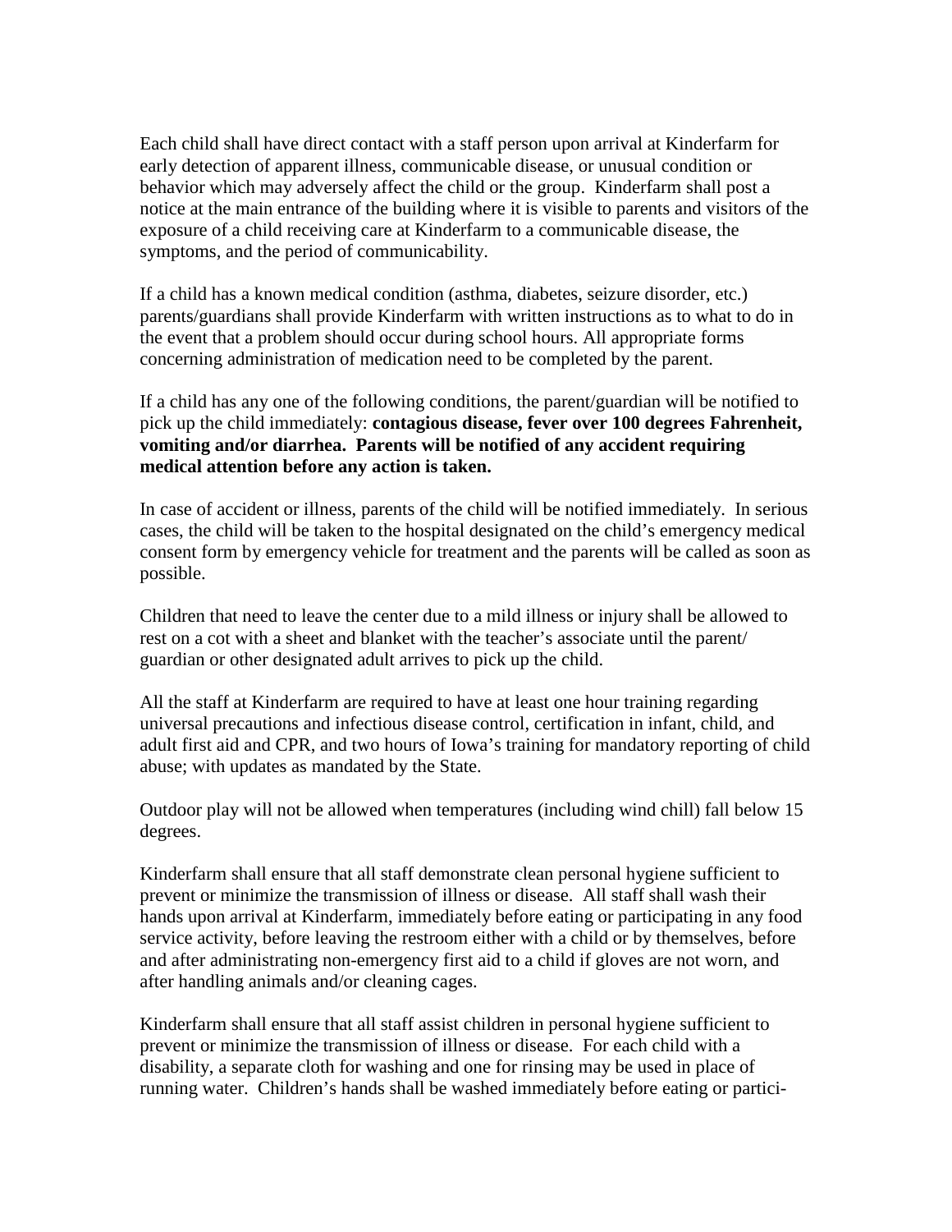Each child shall have direct contact with a staff person upon arrival at Kinderfarm for early detection of apparent illness, communicable disease, or unusual condition or behavior which may adversely affect the child or the group. Kinderfarm shall post a notice at the main entrance of the building where it is visible to parents and visitors of the exposure of a child receiving care at Kinderfarm to a communicable disease, the symptoms, and the period of communicability.

If a child has a known medical condition (asthma, diabetes, seizure disorder, etc.) parents/guardians shall provide Kinderfarm with written instructions as to what to do in the event that a problem should occur during school hours. All appropriate forms concerning administration of medication need to be completed by the parent.

If a child has any one of the following conditions, the parent/guardian will be notified to pick up the child immediately: **contagious disease, fever over 100 degrees Fahrenheit, vomiting and/or diarrhea. Parents will be notified of any accident requiring medical attention before any action is taken.**

In case of accident or illness, parents of the child will be notified immediately. In serious cases, the child will be taken to the hospital designated on the child's emergency medical consent form by emergency vehicle for treatment and the parents will be called as soon as possible.

Children that need to leave the center due to a mild illness or injury shall be allowed to rest on a cot with a sheet and blanket with the teacher's associate until the parent/ guardian or other designated adult arrives to pick up the child.

All the staff at Kinderfarm are required to have at least one hour training regarding universal precautions and infectious disease control, certification in infant, child, and adult first aid and CPR, and two hours of Iowa's training for mandatory reporting of child abuse; with updates as mandated by the State.

Outdoor play will not be allowed when temperatures (including wind chill) fall below 15 degrees.

Kinderfarm shall ensure that all staff demonstrate clean personal hygiene sufficient to prevent or minimize the transmission of illness or disease. All staff shall wash their hands upon arrival at Kinderfarm, immediately before eating or participating in any food service activity, before leaving the restroom either with a child or by themselves, before and after administrating non-emergency first aid to a child if gloves are not worn, and after handling animals and/or cleaning cages.

Kinderfarm shall ensure that all staff assist children in personal hygiene sufficient to prevent or minimize the transmission of illness or disease. For each child with a disability, a separate cloth for washing and one for rinsing may be used in place of running water. Children's hands shall be washed immediately before eating or partici-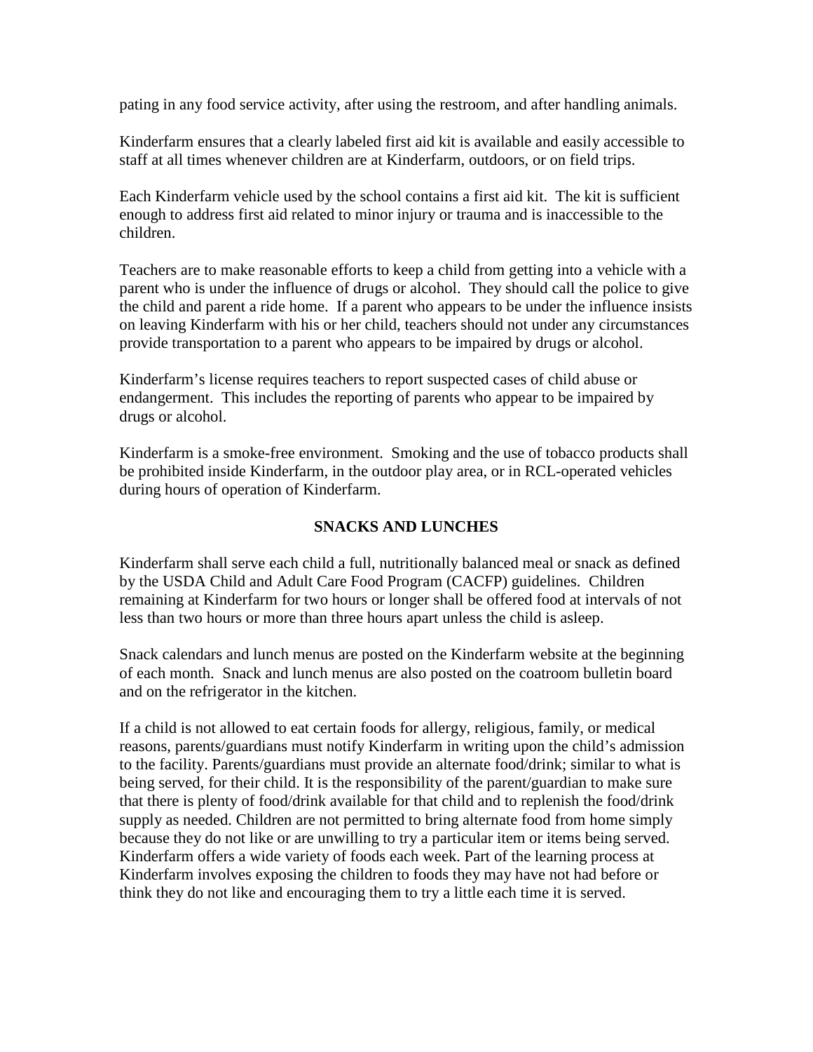pating in any food service activity, after using the restroom, and after handling animals.

Kinderfarm ensures that a clearly labeled first aid kit is available and easily accessible to staff at all times whenever children are at Kinderfarm, outdoors, or on field trips.

Each Kinderfarm vehicle used by the school contains a first aid kit. The kit is sufficient enough to address first aid related to minor injury or trauma and is inaccessible to the children.

Teachers are to make reasonable efforts to keep a child from getting into a vehicle with a parent who is under the influence of drugs or alcohol. They should call the police to give the child and parent a ride home. If a parent who appears to be under the influence insists on leaving Kinderfarm with his or her child, teachers should not under any circumstances provide transportation to a parent who appears to be impaired by drugs or alcohol.

Kinderfarm's license requires teachers to report suspected cases of child abuse or endangerment. This includes the reporting of parents who appear to be impaired by drugs or alcohol.

Kinderfarm is a smoke-free environment. Smoking and the use of tobacco products shall be prohibited inside Kinderfarm, in the outdoor play area, or in RCL-operated vehicles during hours of operation of Kinderfarm.

## SNACKS AND LUNCHES

Kinderfarm shall serve each child a full, nutritionally balanced meal or snack as defined by the USDA Child and Adult Care Food Program (CACFP) guidelines. Children remaining at Kinderfarm for two hours or longer shall be offered food at intervals of not less than two hours or more than three hours apart unless the child is asleep.

Snack calendars and lunch menus are posted on the Kinderfarm website at the beginning of each month. Snack and lunch menus are also posted on the coatroom bulletin board and on the refrigerator in the kitchen.

If a child is not allowed to eat certain foods for allergy, religious, family, or medical reasons, parents/guardians must notify Kinderfarm in writing upon the child's admission to the facility. Parents/guardians must provide an alternate food/drink; similar to what is being served, for their child. It is the responsibility of the parent/guardian to make sure that there is plenty of food/drink available for that child and to replenish the food/drink supply as needed. Children are not permitted to bring alternate food from home simply because they do not like or are unwilling to try a particular item or items being served. Kinderfarm offers a wide variety of foods each week. Part of the learning process at Kinderfarm involves exposing the children to foods they may have not had before or think they do not like and encouraging them to try a little each time it is served.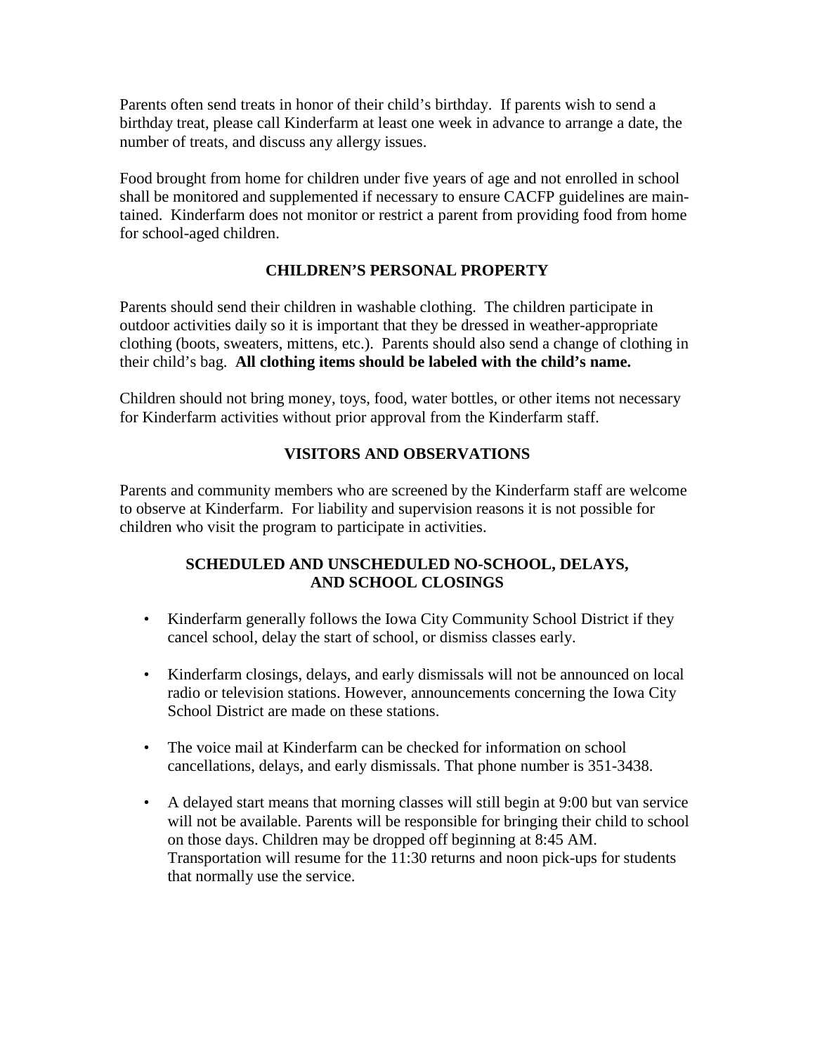Parents often send treats in honor of their child's birthday. If parents wish to send a birthday treat, please call Kinderfarm at least one week in advance to arrange a date, the number of treats, and discuss any allergy issues.

Food brought from home for children under five years of age and not enrolled in school shall be monitored and supplemented if necessary to ensure CACFP guidelines are maintained. Kinderfarm does not monitor or restrict a parent from providing food from home for school-aged children.

## CHILDREN'S PERSONAL PROPERTY

Parents should send their children in washable clothing. The children participate in outdoor activities daily so it is important that they be dressed in weather-appropriate clothing (boots, sweaters, mittens, etc.). Parents should also send a change of clothing in their child's bag. **All clothing items should be labeled with the child's name.**

Children should not bring money, toys, food, water bottles, or other items not necessary for Kinderfarm activities without prior approval from the Kinderfarm staff.

## VISITORS AND OBSERVATIONS

Parents and community members who are screened by the Kinderfarm staff are welcome to observe at Kinderfarm. For liability and supervision reasons it is not possible for children who visit the program to participate in activities.

## SCHEDULED AND UNSCHEDULED NO-SCHOOL, DELAYS, AND SCHOOL CLOSINGS

- Kinderfarm generally follows the Iowa City Community School District if they cancel school, delay the start of school, or dismiss classes early.
- Kinderfarm closings, delays, and early dismissals will not be announced on local radio or television stations. However, announcements concerning the Iowa City School District are made on these stations.
- The voice mail at Kinderfarm can be checked for information on school cancellations, delays, and early dismissals. That phone number is 351-3438.
- A delayed start means that morning classes will still begin at 9:00 but van service will not be available. Parents will be responsible for bringing their child to school on those days. Children may be dropped off beginning at 8:45 AM. Transportation will resume for the 11:30 returns and noon pick-ups for students that normally use the service.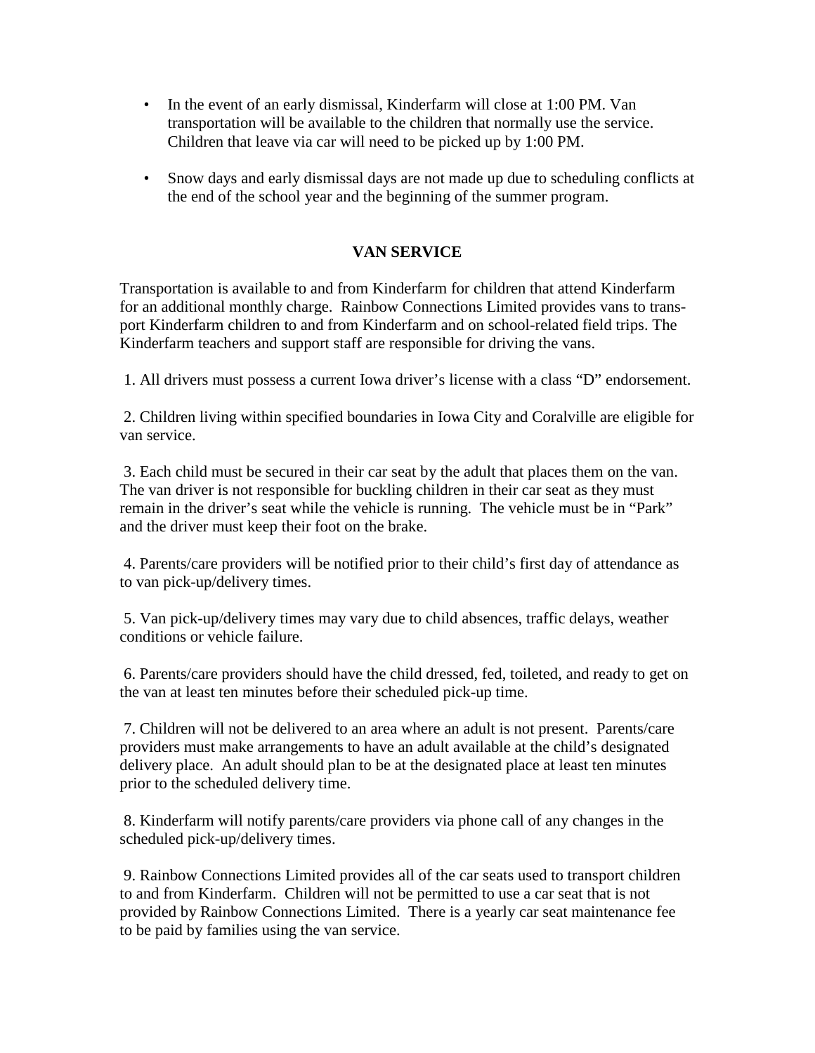- In the event of an early dismissal, Kinderfarm will close at 1:00 PM. Van transportation will be available to the children that normally use the service. Children that leave via car will need to be picked up by 1:00 PM.

- Snow days and early dismissal days are not made up due to scheduling conflicts at the end of the school year and the beginning of the summer program.

## VAN SERVICE

Transportation is available to and from Kinderfarm for children that attend Kinderfarm for an additional monthly charge. Rainbow Connections Limited provides vans to transport Kinderfarm children to and from Kinderfarm and on school-related field trips. The Kinderfarm teachers and support staff are responsible for driving the vans.

1. All drivers must possess a current Iowa driver's license with a class "D" endorsement.

2. Children living within specified boundaries in Iowa City and Coralville are eligible for van service.

3. Each child must be secured in their car seat by the adult that places them on the van. The van driver is not responsible for buckling children in their car seat as they must remain in the driver's seat while the vehicle is running. The vehicle must be in "Park" and the driver must keep their foot on the brake.

4. Parents/care providers will be notified prior to their child's first day of attendance as to van pick-up/delivery times.

5. Van pick-up/delivery times may vary due to child absences, traffic delays, weather conditions or vehicle failure.

6. Parents/care providers should have the child dressed, fed, toileted, and ready to get on the van at least ten minutes before their scheduled pick-up time.

7. Children will not be delivered to an area where an adult is not present. Parents/care providers must make arrangements to have an adult available at the child's designated delivery place. An adult should plan to be at the designated place at least ten minutes prior to the scheduled delivery time.

8. Kinderfarm will notify parents/care providers via phone call of any changes in the scheduled pick-up/delivery times.

9. Rainbow Connections Limited provides all of the car seats used to transport children to and from Kinderfarm. Children will not be permitted to use a car seat that is not provided by Rainbow Connections Limited. There is a yearly car seat maintenance fee to be paid by families using the van service.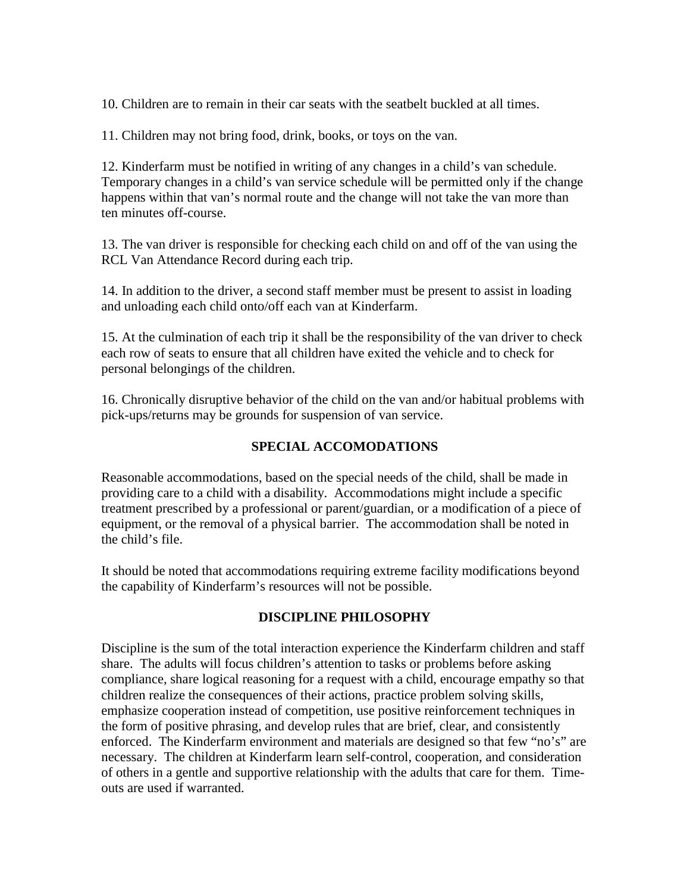10. Children are to remain in their car seats with the seatbelt buckled at all times.

11. Children may not bring food, drink, books, or toys on the van.

12. Kinderfarm must be notified in writing of any changes in a child's van schedule. Temporary changes in a child's van service schedule will be permitted only if the change happens within that van's normal route and the change will not take the van more than ten minutes off-course.

13. The van driver is responsible for checking each child on and off of the van using the RCL Van Attendance Record during each trip.

14. In addition to the driver, a second staff member must be present to assist in loading and unloading each child onto/off each van at Kinderfarm.

15. At the culmination of each trip it shall be the responsibility of the van driver to check each row of seats to ensure that all children have exited the vehicle and to check for personal belongings of the children.

16. Chronically disruptive behavior of the child on the van and/or habitual problems with pick-ups/returns may be grounds for suspension of van service.

## SPECIAL ACCOMODATIONS

Reasonable accommodations, based on the special needs of the child, shall be made in providing care to a child with a disability. Accommodations might include a specific treatment prescribed by a professional or parent/guardian, or a modification of a piece of equipment, or the removal of a physical barrier. The accommodation shall be noted in the child's file.

It should be noted that accommodations requiring extreme facility modifications beyond the capability of Kinderfarm's resources will not be possible.

## DISCIPLINE PHILOSOPHY

Discipline is the sum of the total interaction experience the Kinderfarm children and staff share. The adults will focus children's attention to tasks or problems before asking compliance, share logical reasoning for a request with a child, encourage empathy so that children realize the consequences of their actions, practice problem solving skills, emphasize cooperation instead of competition, use positive reinforcement techniques in the form of positive phrasing, and develop rules that are brief, clear, and consistently enforced. The Kinderfarm environment and materials are designed so that few "no's" are necessary. The children at Kinderfarm learn self-control, cooperation, and consideration of others in a gentle and supportive relationship with the adults that care for them. Time-outs are used if warranted.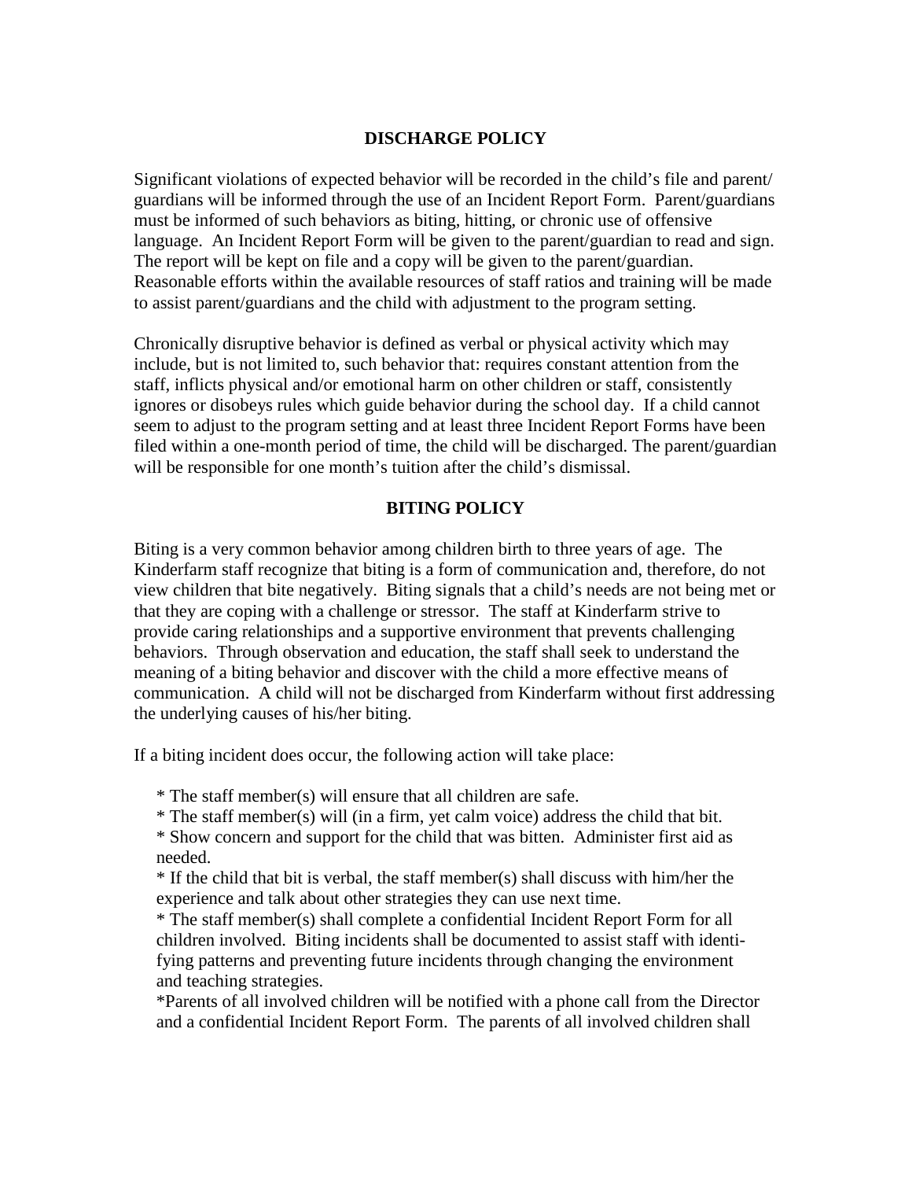## DISCHARGE POLICY

Significant violations of expected behavior will be recorded in the child's file and parent/ guardians will be informed through the use of an Incident Report Form. Parent/guardians must be informed of such behaviors as biting, hitting, or chronic use of offensive language. An Incident Report Form will be given to the parent/guardian to read and sign. The report will be kept on file and a copy will be given to the parent/guardian. Reasonable efforts within the available resources of staff ratios and training will be made to assist parent/guardians and the child with adjustment to the program setting.

Chronically disruptive behavior is defined as verbal or physical activity which may include, but is not limited to, such behavior that: requires constant attention from the staff, inflicts physical and/or emotional harm on other children or staff, consistently ignores or disobeys rules which guide behavior during the school day. If a child cannot seem to adjust to the program setting and at least three Incident Report Forms have been filed within a one-month period of time, the child will be discharged. The parent/guardian will be responsible for one month's tuition after the child's dismissal.

## BITING POLICY

Biting is a very common behavior among children birth to three years of age. The Kinderfarm staff recognize that biting is a form of communication and, therefore, do not view children that bite negatively. Biting signals that a child's needs are not being met or that they are coping with a challenge or stressor. The staff at Kinderfarm strive to provide caring relationships and a supportive environment that prevents challenging behaviors. Through observation and education, the staff shall seek to understand the meaning of a biting behavior and discover with the child a more effective means of communication. A child will not be discharged from Kinderfarm without first addressing the underlying causes of his/her biting.

If a biting incident does occur, the following action will take place:

* The staff member(s) will ensure that all children are safe.
* The staff member(s) will (in a firm, yet calm voice) address the child that bit.
* Show concern and support for the child that was bitten. Administer first aid as needed.
* If the child that bit is verbal, the staff member(s) shall discuss with him/her the experience and talk about other strategies they can use next time.
* The staff member(s) shall complete a confidential Incident Report Form for all children involved. Biting incidents shall be documented to assist staff with identifying patterns and preventing future incidents through changing the environment and teaching strategies.
* Parents of all involved children will be notified with a phone call from the Director and a confidential Incident Report Form. The parents of all involved children shall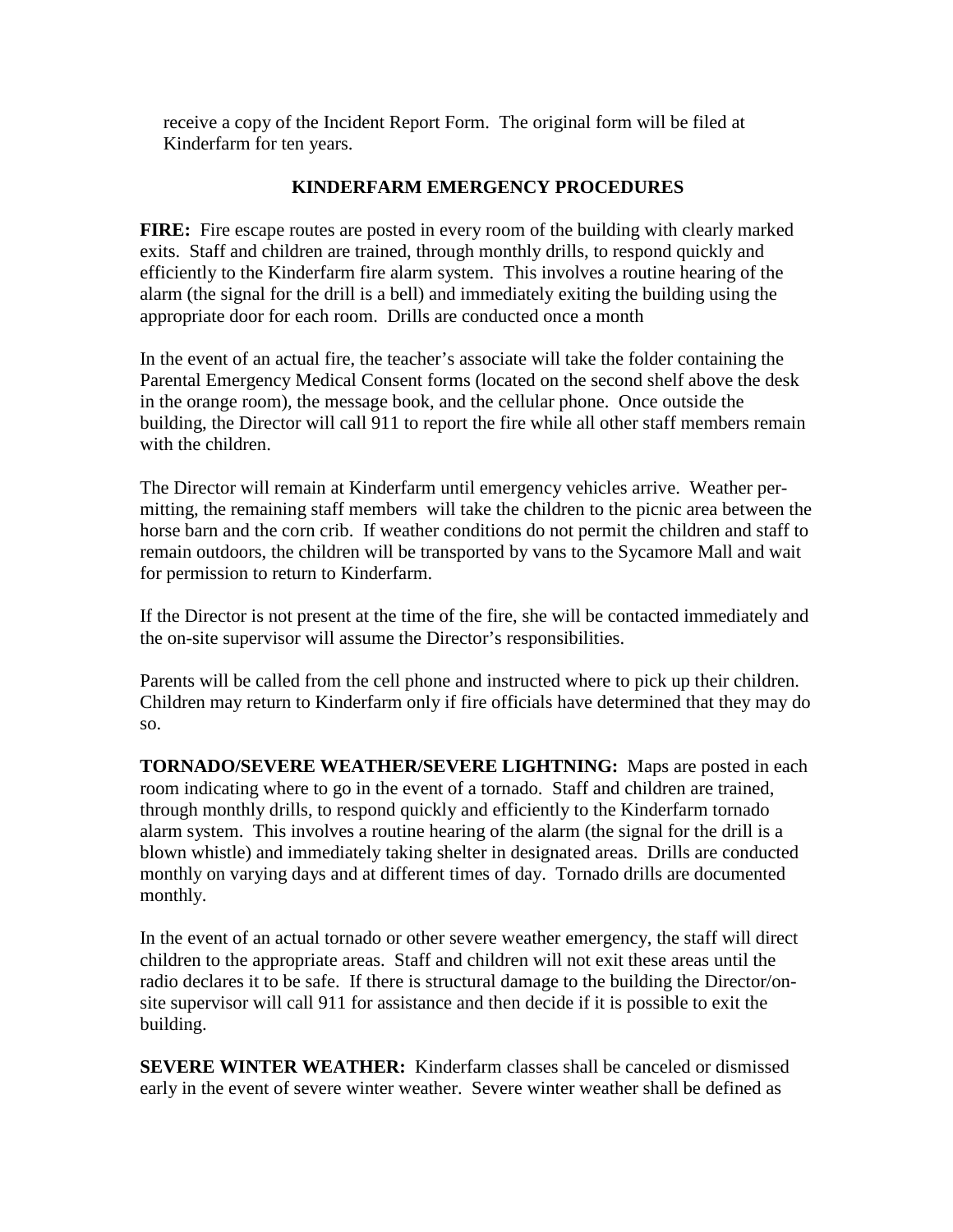receive a copy of the Incident Report Form. The original form will be filed at Kinderfarm for ten years.

## KINDERFARM EMERGENCY PROCEDURES

**FIRE:** Fire escape routes are posted in every room of the building with clearly marked exits. Staff and children are trained, through monthly drills, to respond quickly and efficiently to the Kinderfarm fire alarm system. This involves a routine hearing of the alarm (the signal for the drill is a bell) and immediately exiting the building using the appropriate door for each room. Drills are conducted once a month

In the event of an actual fire, the teacher's associate will take the folder containing the Parental Emergency Medical Consent forms (located on the second shelf above the desk in the orange room), the message book, and the cellular phone. Once outside the building, the Director will call 911 to report the fire while all other staff members remain with the children.

The Director will remain at Kinderfarm until emergency vehicles arrive. Weather permitting, the remaining staff members will take the children to the picnic area between the horse barn and the corn crib. If weather conditions do not permit the children and staff to remain outdoors, the children will be transported by vans to the Sycamore Mall and wait for permission to return to Kinderfarm.

If the Director is not present at the time of the fire, she will be contacted immediately and the on-site supervisor will assume the Director's responsibilities.

Parents will be called from the cell phone and instructed where to pick up their children. Children may return to Kinderfarm only if fire officials have determined that they may do so.

**TORNADO/SEVERE WEATHER/SEVERE LIGHTNING:** Maps are posted in each room indicating where to go in the event of a tornado. Staff and children are trained, through monthly drills, to respond quickly and efficiently to the Kinderfarm tornado alarm system. This involves a routine hearing of the alarm (the signal for the drill is a blown whistle) and immediately taking shelter in designated areas. Drills are conducted monthly on varying days and at different times of day. Tornado drills are documented monthly.

In the event of an actual tornado or other severe weather emergency, the staff will direct children to the appropriate areas. Staff and children will not exit these areas until the radio declares it to be safe. If there is structural damage to the building the Director/on-site supervisor will call 911 for assistance and then decide if it is possible to exit the building.

**SEVERE WINTER WEATHER:** Kinderfarm classes shall be canceled or dismissed early in the event of severe winter weather. Severe winter weather shall be defined as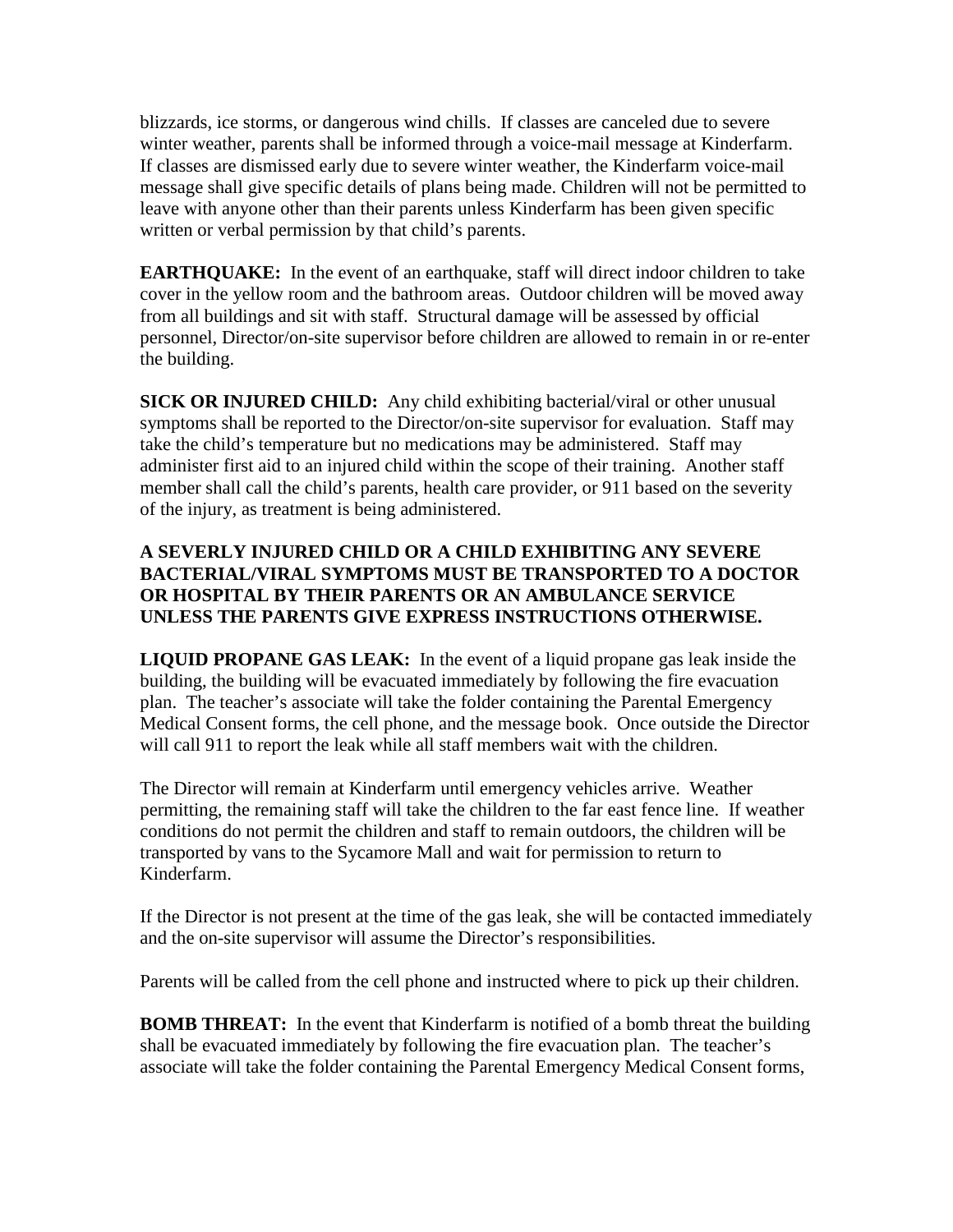blizzards, ice storms, or dangerous wind chills. If classes are canceled due to severe winter weather, parents shall be informed through a voice-mail message at Kinderfarm. If classes are dismissed early due to severe winter weather, the Kinderfarm voice-mail message shall give specific details of plans being made. Children will not be permitted to leave with anyone other than their parents unless Kinderfarm has been given specific written or verbal permission by that child's parents.

**EARTHQUAKE:** In the event of an earthquake, staff will direct indoor children to take cover in the yellow room and the bathroom areas. Outdoor children will be moved away from all buildings and sit with staff. Structural damage will be assessed by official personnel, Director/on-site supervisor before children are allowed to remain in or re-enter the building.

**SICK OR INJURED CHILD:** Any child exhibiting bacterial/viral or other unusual symptoms shall be reported to the Director/on-site supervisor for evaluation. Staff may take the child's temperature but no medications may be administered. Staff may administer first aid to an injured child within the scope of their training. Another staff member shall call the child's parents, health care provider, or 911 based on the severity of the injury, as treatment is being administered.

**A SEVERLY INJURED CHILD OR A CHILD EXHIBITING ANY SEVERE BACTERIAL/VIRAL SYMPTOMS MUST BE TRANSPORTED TO A DOCTOR OR HOSPITAL BY THEIR PARENTS OR AN AMBULANCE SERVICE UNLESS THE PARENTS GIVE EXPRESS INSTRUCTIONS OTHERWISE.**

**LIQUID PROPANE GAS LEAK:** In the event of a liquid propane gas leak inside the building, the building will be evacuated immediately by following the fire evacuation plan. The teacher's associate will take the folder containing the Parental Emergency Medical Consent forms, the cell phone, and the message book. Once outside the Director will call 911 to report the leak while all staff members wait with the children.

The Director will remain at Kinderfarm until emergency vehicles arrive. Weather permitting, the remaining staff will take the children to the far east fence line. If weather conditions do not permit the children and staff to remain outdoors, the children will be transported by vans to the Sycamore Mall and wait for permission to return to Kinderfarm.

If the Director is not present at the time of the gas leak, she will be contacted immediately and the on-site supervisor will assume the Director's responsibilities.

Parents will be called from the cell phone and instructed where to pick up their children.

**BOMB THREAT:** In the event that Kinderfarm is notified of a bomb threat the building shall be evacuated immediately by following the fire evacuation plan. The teacher's associate will take the folder containing the Parental Emergency Medical Consent forms,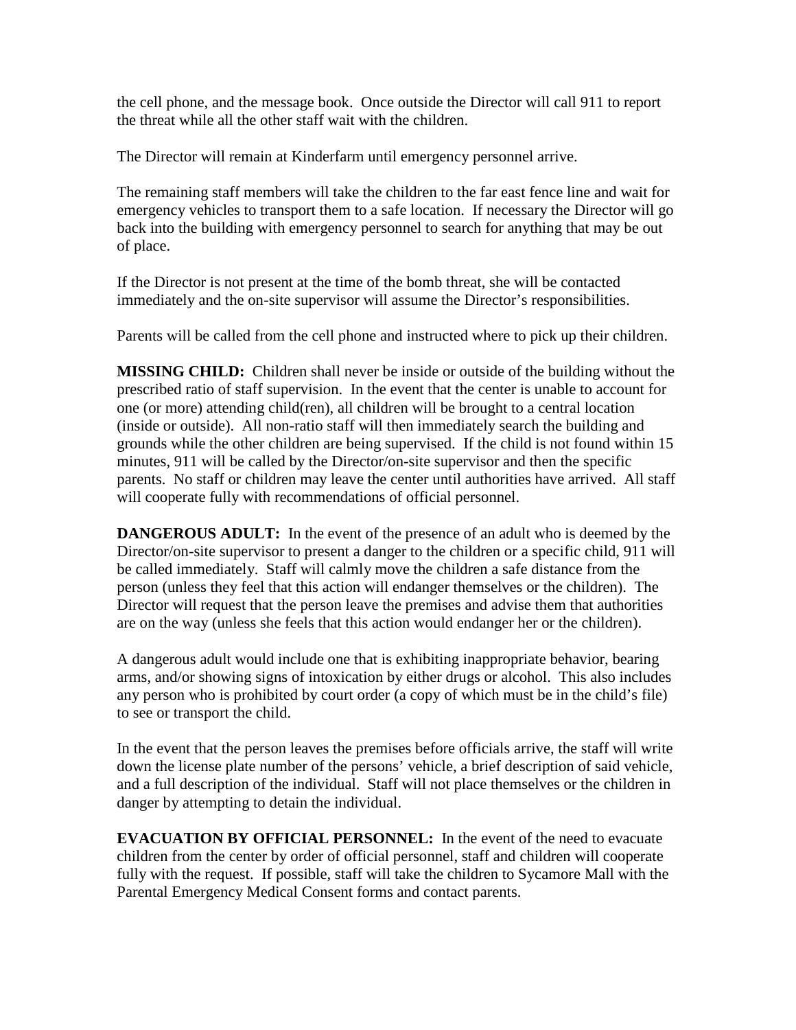the cell phone, and the message book. Once outside the Director will call 911 to report the threat while all the other staff wait with the children.

The Director will remain at Kinderfarm until emergency personnel arrive.

The remaining staff members will take the children to the far east fence line and wait for emergency vehicles to transport them to a safe location. If necessary the Director will go back into the building with emergency personnel to search for anything that may be out of place.

If the Director is not present at the time of the bomb threat, she will be contacted immediately and the on-site supervisor will assume the Director's responsibilities.

Parents will be called from the cell phone and instructed where to pick up their children.

**MISSING CHILD:** Children shall never be inside or outside of the building without the prescribed ratio of staff supervision. In the event that the center is unable to account for one (or more) attending child(ren), all children will be brought to a central location (inside or outside). All non-ratio staff will then immediately search the building and grounds while the other children are being supervised. If the child is not found within 15 minutes, 911 will be called by the Director/on-site supervisor and then the specific parents. No staff or children may leave the center until authorities have arrived. All staff will cooperate fully with recommendations of official personnel.

**DANGEROUS ADULT:** In the event of the presence of an adult who is deemed by the Director/on-site supervisor to present a danger to the children or a specific child, 911 will be called immediately. Staff will calmly move the children a safe distance from the person (unless they feel that this action will endanger themselves or the children). The Director will request that the person leave the premises and advise them that authorities are on the way (unless she feels that this action would endanger her or the children).

A dangerous adult would include one that is exhibiting inappropriate behavior, bearing arms, and/or showing signs of intoxication by either drugs or alcohol. This also includes any person who is prohibited by court order (a copy of which must be in the child's file) to see or transport the child.

In the event that the person leaves the premises before officials arrive, the staff will write down the license plate number of the persons' vehicle, a brief description of said vehicle, and a full description of the individual. Staff will not place themselves or the children in danger by attempting to detain the individual.

**EVACUATION BY OFFICIAL PERSONNEL:** In the event of the need to evacuate children from the center by order of official personnel, staff and children will cooperate fully with the request. If possible, staff will take the children to Sycamore Mall with the Parental Emergency Medical Consent forms and contact parents.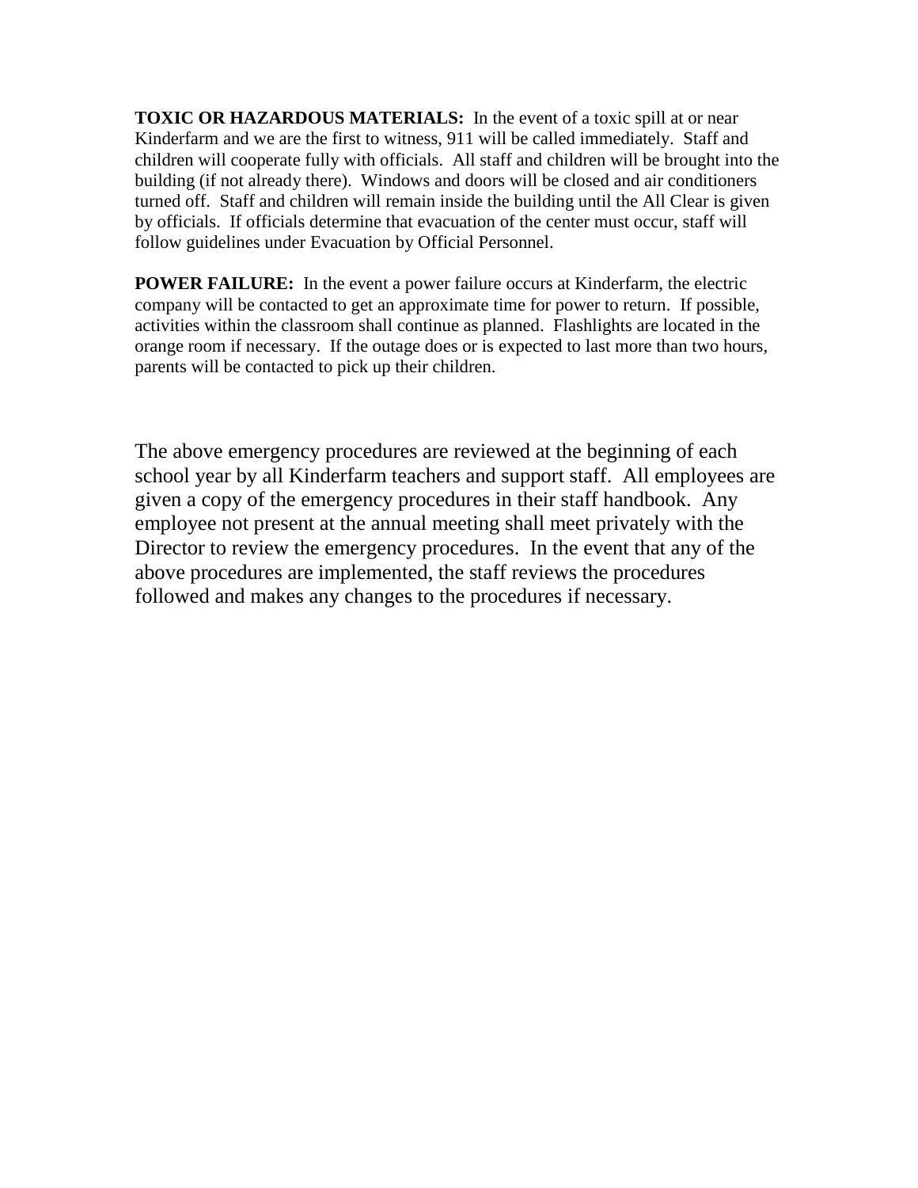**TOXIC OR HAZARDOUS MATERIALS:** In the event of a toxic spill at or near Kinderfarm and we are the first to witness, 911 will be called immediately. Staff and children will cooperate fully with officials. All staff and children will be brought into the building (if not already there). Windows and doors will be closed and air conditioners turned off. Staff and children will remain inside the building until the All Clear is given by officials. If officials determine that evacuation of the center must occur, staff will follow guidelines under Evacuation by Official Personnel.

**POWER FAILURE:** In the event a power failure occurs at Kinderfarm, the electric company will be contacted to get an approximate time for power to return. If possible, activities within the classroom shall continue as planned. Flashlights are located in the orange room if necessary. If the outage does or is expected to last more than two hours, parents will be contacted to pick up their children.

The above emergency procedures are reviewed at the beginning of each school year by all Kinderfarm teachers and support staff. All employees are given a copy of the emergency procedures in their staff handbook. Any employee not present at the annual meeting shall meet privately with the Director to review the emergency procedures. In the event that any of the above procedures are implemented, the staff reviews the procedures followed and makes any changes to the procedures if necessary.